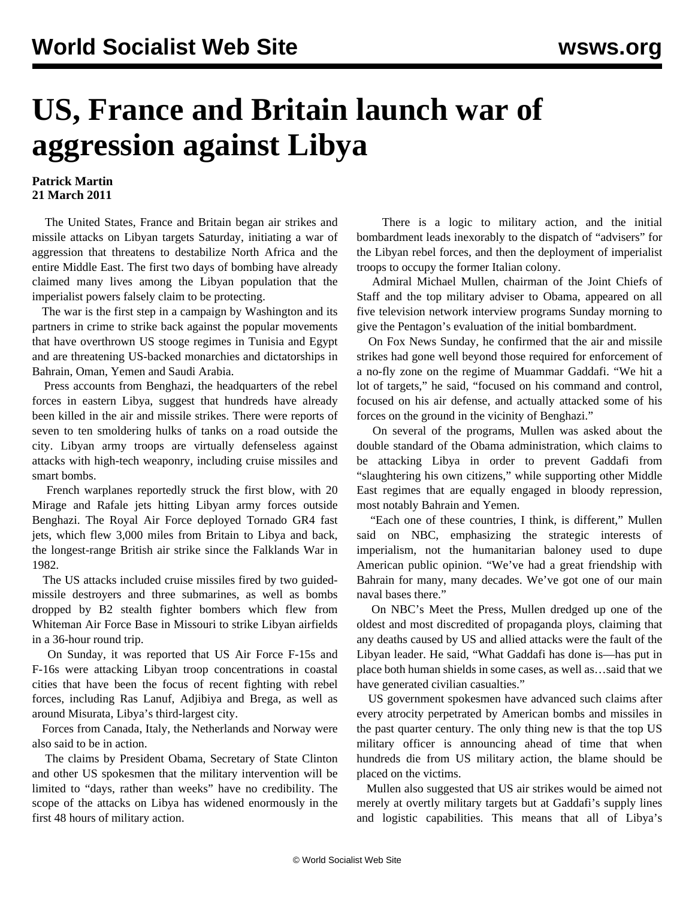# US, France and Britain launch war of aggression against Libya

**Patrick Martin**
**21 March 2011**

The United States, France and Britain began air strikes and missile attacks on Libyan targets Saturday, initiating a war of aggression that threatens to destabilize North Africa and the entire Middle East. The first two days of bombing have already claimed many lives among the Libyan population that the imperialist powers falsely claim to be protecting.

The war is the first step in a campaign by Washington and its partners in crime to strike back against the popular movements that have overthrown US stooge regimes in Tunisia and Egypt and are threatening US-backed monarchies and dictatorships in Bahrain, Oman, Yemen and Saudi Arabia.

Press accounts from Benghazi, the headquarters of the rebel forces in eastern Libya, suggest that hundreds have already been killed in the air and missile strikes. There were reports of seven to ten smoldering hulks of tanks on a road outside the city. Libyan army troops are virtually defenseless against attacks with high-tech weaponry, including cruise missiles and smart bombs.

French warplanes reportedly struck the first blow, with 20 Mirage and Rafale jets hitting Libyan army forces outside Benghazi. The Royal Air Force deployed Tornado GR4 fast jets, which flew 3,000 miles from Britain to Libya and back, the longest-range British air strike since the Falklands War in 1982.

The US attacks included cruise missiles fired by two guided-missile destroyers and three submarines, as well as bombs dropped by B2 stealth fighter bombers which flew from Whiteman Air Force Base in Missouri to strike Libyan airfields in a 36-hour round trip.

On Sunday, it was reported that US Air Force F-15s and F-16s were attacking Libyan troop concentrations in coastal cities that have been the focus of recent fighting with rebel forces, including Ras Lanuf, Adjibiya and Brega, as well as around Misurata, Libya's third-largest city.

Forces from Canada, Italy, the Netherlands and Norway were also said to be in action.

The claims by President Obama, Secretary of State Clinton and other US spokesmen that the military intervention will be limited to "days, rather than weeks" have no credibility. The scope of the attacks on Libya has widened enormously in the first 48 hours of military action.

There is a logic to military action, and the initial bombardment leads inexorably to the dispatch of "advisers" for the Libyan rebel forces, and then the deployment of imperialist troops to occupy the former Italian colony.

Admiral Michael Mullen, chairman of the Joint Chiefs of Staff and the top military adviser to Obama, appeared on all five television network interview programs Sunday morning to give the Pentagon's evaluation of the initial bombardment.

On Fox News Sunday, he confirmed that the air and missile strikes had gone well beyond those required for enforcement of a no-fly zone on the regime of Muammar Gaddafi. "We hit a lot of targets," he said, "focused on his command and control, focused on his air defense, and actually attacked some of his forces on the ground in the vicinity of Benghazi."

On several of the programs, Mullen was asked about the double standard of the Obama administration, which claims to be attacking Libya in order to prevent Gaddafi from "slaughtering his own citizens," while supporting other Middle East regimes that are equally engaged in bloody repression, most notably Bahrain and Yemen.

"Each one of these countries, I think, is different," Mullen said on NBC, emphasizing the strategic interests of imperialism, not the humanitarian baloney used to dupe American public opinion. "We've had a great friendship with Bahrain for many, many decades. We've got one of our main naval bases there."

On NBC's Meet the Press, Mullen dredged up one of the oldest and most discredited of propaganda ploys, claiming that any deaths caused by US and allied attacks were the fault of the Libyan leader. He said, "What Gaddafi has done is—has put in place both human shields in some cases, as well as…said that we have generated civilian casualties."

US government spokesmen have advanced such claims after every atrocity perpetrated by American bombs and missiles in the past quarter century. The only thing new is that the top US military officer is announcing ahead of time that when hundreds die from US military action, the blame should be placed on the victims.

Mullen also suggested that US air strikes would be aimed not merely at overtly military targets but at Gaddafi's supply lines and logistic capabilities. This means that all of Libya's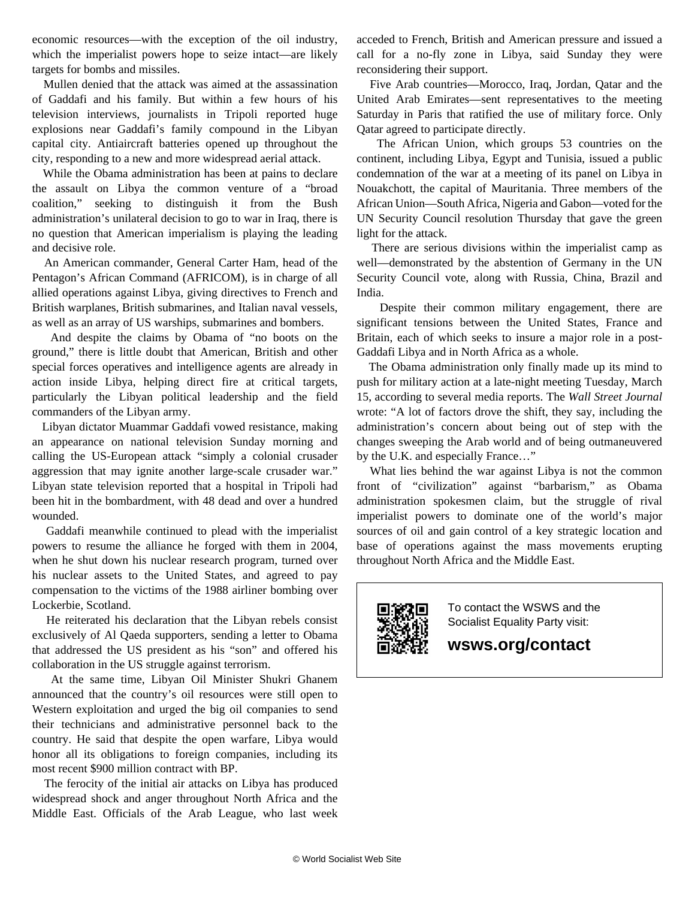economic resources—with the exception of the oil industry, which the imperialist powers hope to seize intact—are likely targets for bombs and missiles.

Mullen denied that the attack was aimed at the assassination of Gaddafi and his family. But within a few hours of his television interviews, journalists in Tripoli reported huge explosions near Gaddafi's family compound in the Libyan capital city. Antiaircraft batteries opened up throughout the city, responding to a new and more widespread aerial attack.

While the Obama administration has been at pains to declare the assault on Libya the common venture of a "broad coalition," seeking to distinguish it from the Bush administration's unilateral decision to go to war in Iraq, there is no question that American imperialism is playing the leading and decisive role.

An American commander, General Carter Ham, head of the Pentagon's African Command (AFRICOM), is in charge of all allied operations against Libya, giving directives to French and British warplanes, British submarines, and Italian naval vessels, as well as an array of US warships, submarines and bombers.

And despite the claims by Obama of "no boots on the ground," there is little doubt that American, British and other special forces operatives and intelligence agents are already in action inside Libya, helping direct fire at critical targets, particularly the Libyan political leadership and the field commanders of the Libyan army.

Libyan dictator Muammar Gaddafi vowed resistance, making an appearance on national television Sunday morning and calling the US-European attack "simply a colonial crusader aggression that may ignite another large-scale crusader war." Libyan state television reported that a hospital in Tripoli had been hit in the bombardment, with 48 dead and over a hundred wounded.

Gaddafi meanwhile continued to plead with the imperialist powers to resume the alliance he forged with them in 2004, when he shut down his nuclear research program, turned over his nuclear assets to the United States, and agreed to pay compensation to the victims of the 1988 airliner bombing over Lockerbie, Scotland.

He reiterated his declaration that the Libyan rebels consist exclusively of Al Qaeda supporters, sending a letter to Obama that addressed the US president as his "son" and offered his collaboration in the US struggle against terrorism.

At the same time, Libyan Oil Minister Shukri Ghanem announced that the country's oil resources were still open to Western exploitation and urged the big oil companies to send their technicians and administrative personnel back to the country. He said that despite the open warfare, Libya would honor all its obligations to foreign companies, including its most recent $900 million contract with BP.

The ferocity of the initial air attacks on Libya has produced widespread shock and anger throughout North Africa and the Middle East. Officials of the Arab League, who last week acceded to French, British and American pressure and issued a call for a no-fly zone in Libya, said Sunday they were reconsidering their support.

Five Arab countries—Morocco, Iraq, Jordan, Qatar and the United Arab Emirates—sent representatives to the meeting Saturday in Paris that ratified the use of military force. Only Qatar agreed to participate directly.

The African Union, which groups 53 countries on the continent, including Libya, Egypt and Tunisia, issued a public condemnation of the war at a meeting of its panel on Libya in Nouakchott, the capital of Mauritania. Three members of the African Union—South Africa, Nigeria and Gabon—voted for the UN Security Council resolution Thursday that gave the green light for the attack.

There are serious divisions within the imperialist camp as well—demonstrated by the abstention of Germany in the UN Security Council vote, along with Russia, China, Brazil and India.

Despite their common military engagement, there are significant tensions between the United States, France and Britain, each of which seeks to insure a major role in a post-Gaddafi Libya and in North Africa as a whole.

The Obama administration only finally made up its mind to push for military action at a late-night meeting Tuesday, March 15, according to several media reports. The *Wall Street Journal* wrote: "A lot of factors drove the shift, they say, including the administration's concern about being out of step with the changes sweeping the Arab world and of being outmaneuvered by the U.K. and especially France…"

What lies behind the war against Libya is not the common front of "civilization" against "barbarism," as Obama administration spokesmen claim, but the struggle of rival imperialist powers to dominate one of the world's major sources of oil and gain control of a key strategic location and base of operations against the mass movements erupting throughout North Africa and the Middle East.

To contact the WSWS and the Socialist Equality Party visit:

**wsws.org/contact**